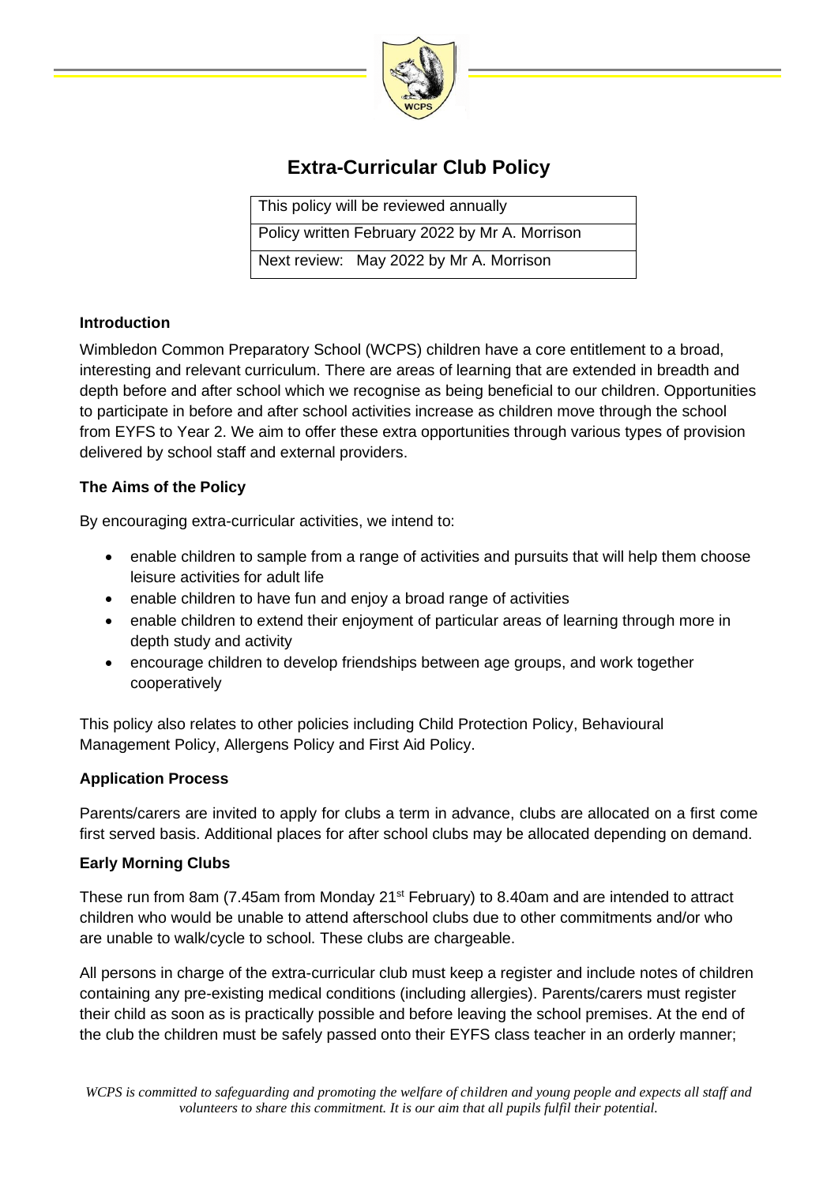# Extra-Curricular Club Policy

| This policy will be reviewed annually |
| --- |
| Policy written February 2022 by Mr A. Morrison |
| Next review: May 2022 by Mr A. Morrison |

### Introduction

Wimbledon Common Preparatory School (WCPS) children have a core entitlement to a broad, interesting and relevant curriculum. There are areas of learning that are extended in breadth and depth before and after school which we recognise as being beneficial to our children. Opportunities to participate in before and after school activities increase as children move through the school from EYFS to Year 2. We aim to offer these extra opportunities through various types of provision delivered by school staff and external providers.

### The Aims of the Policy

By encouraging extra-curricular activities, we intend to:

- enable children to sample from a range of activities and pursuits that will help them choose leisure activities for adult life
- enable children to have fun and enjoy a broad range of activities
- enable children to extend their enjoyment of particular areas of learning through more in depth study and activity
- encourage children to develop friendships between age groups, and work together cooperatively

This policy also relates to other policies including Child Protection Policy, Behavioural Management Policy, Allergens Policy and First Aid Policy.

### Application Process

Parents/carers are invited to apply for clubs a term in advance, clubs are allocated on a first come first served basis. Additional places for after school clubs may be allocated depending on demand.

### Early Morning Clubs

These run from 8am (7.45am from Monday 21st February) to 8.40am and are intended to attract children who would be unable to attend afterschool clubs due to other commitments and/or who are unable to walk/cycle to school. These clubs are chargeable.

All persons in charge of the extra-curricular club must keep a register and include notes of children containing any pre-existing medical conditions (including allergies). Parents/carers must register their child as soon as is practically possible and before leaving the school premises. At the end of the club the children must be safely passed onto their EYFS class teacher in an orderly manner;

*WCPS is committed to safeguarding and promoting the welfare of children and young people and expects all staff and volunteers to share this commitment. It is our aim that all pupils fulfil their potential.*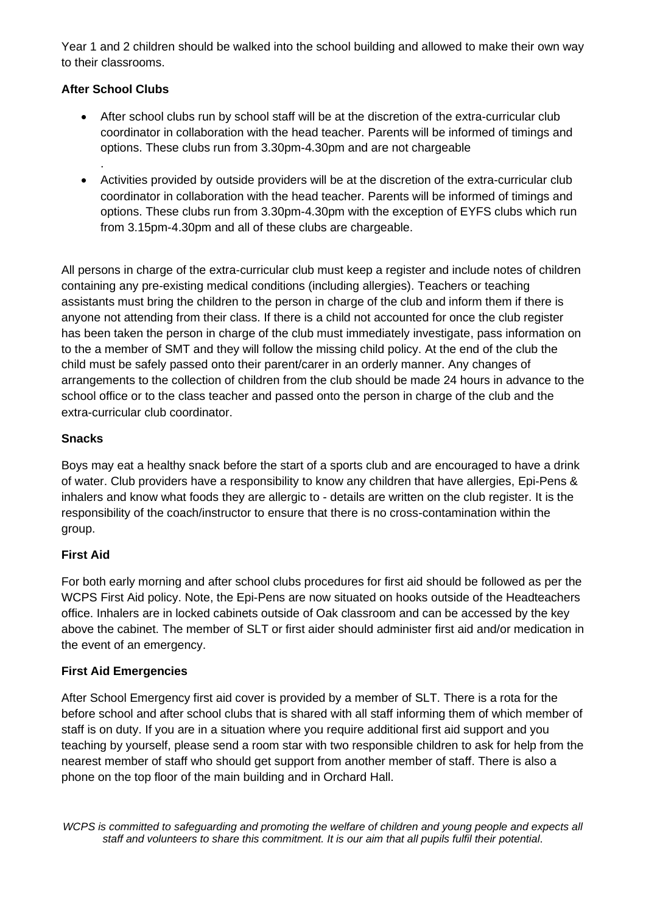Year 1 and 2 children should be walked into the school building and allowed to make their own way to their classrooms.

**After School Clubs**

- After school clubs run by school staff will be at the discretion of the extra-curricular club coordinator in collaboration with the head teacher. Parents will be informed of timings and options. These clubs run from 3.30pm-4.30pm and are not chargeable
.
- Activities provided by outside providers will be at the discretion of the extra-curricular club coordinator in collaboration with the head teacher. Parents will be informed of timings and options. These clubs run from 3.30pm-4.30pm with the exception of EYFS clubs which run from 3.15pm-4.30pm and all of these clubs are chargeable.

All persons in charge of the extra-curricular club must keep a register and include notes of children containing any pre-existing medical conditions (including allergies). Teachers or teaching assistants must bring the children to the person in charge of the club and inform them if there is anyone not attending from their class. If there is a child not accounted for once the club register has been taken the person in charge of the club must immediately investigate, pass information on to the a member of SMT and they will follow the missing child policy. At the end of the club the child must be safely passed onto their parent/carer in an orderly manner. Any changes of arrangements to the collection of children from the club should be made 24 hours in advance to the school office or to the class teacher and passed onto the person in charge of the club and the extra-curricular club coordinator.

**Snacks**

Boys may eat a healthy snack before the start of a sports club and are encouraged to have a drink of water. Club providers have a responsibility to know any children that have allergies, Epi-Pens & inhalers and know what foods they are allergic to - details are written on the club register. It is the responsibility of the coach/instructor to ensure that there is no cross-contamination within the group.

**First Aid**

For both early morning and after school clubs procedures for first aid should be followed as per the WCPS First Aid policy. Note, the Epi-Pens are now situated on hooks outside of the Headteachers office. Inhalers are in locked cabinets outside of Oak classroom and can be accessed by the key above the cabinet. The member of SLT or first aider should administer first aid and/or medication in the event of an emergency.

**First Aid Emergencies**

After School Emergency first aid cover is provided by a member of SLT. There is a rota for the before school and after school clubs that is shared with all staff informing them of which member of staff is on duty. If you are in a situation where you require additional first aid support and you teaching by yourself, please send a room star with two responsible children to ask for help from the nearest member of staff who should get support from another member of staff. There is also a phone on the top floor of the main building and in Orchard Hall.

*WCPS is committed to safeguarding and promoting the welfare of children and young people and expects all staff and volunteers to share this commitment. It is our aim that all pupils fulfil their potential.*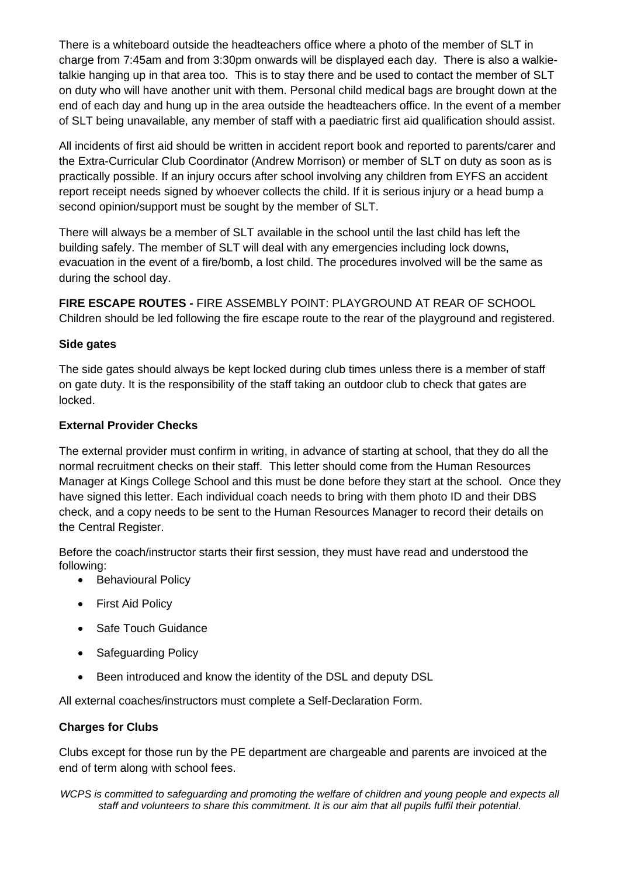There is a whiteboard outside the headteachers office where a photo of the member of SLT in charge from 7:45am and from 3:30pm onwards will be displayed each day. There is also a walkie-talkie hanging up in that area too. This is to stay there and be used to contact the member of SLT on duty who will have another unit with them. Personal child medical bags are brought down at the end of each day and hung up in the area outside the headteachers office. In the event of a member of SLT being unavailable, any member of staff with a paediatric first aid qualification should assist.

All incidents of first aid should be written in accident report book and reported to parents/carer and the Extra-Curricular Club Coordinator (Andrew Morrison) or member of SLT on duty as soon as is practically possible. If an injury occurs after school involving any children from EYFS an accident report receipt needs signed by whoever collects the child. If it is serious injury or a head bump a second opinion/support must be sought by the member of SLT.

There will always be a member of SLT available in the school until the last child has left the building safely. The member of SLT will deal with any emergencies including lock downs, evacuation in the event of a fire/bomb, a lost child. The procedures involved will be the same as during the school day.

**FIRE ESCAPE ROUTES -** FIRE ASSEMBLY POINT: PLAYGROUND AT REAR OF SCHOOL
Children should be led following the fire escape route to the rear of the playground and registered.

### Side gates

The side gates should always be kept locked during club times unless there is a member of staff on gate duty. It is the responsibility of the staff taking an outdoor club to check that gates are locked.

### External Provider Checks

The external provider must confirm in writing, in advance of starting at school, that they do all the normal recruitment checks on their staff. This letter should come from the Human Resources Manager at Kings College School and this must be done before they start at the school. Once they have signed this letter. Each individual coach needs to bring with them photo ID and their DBS check, and a copy needs to be sent to the Human Resources Manager to record their details on the Central Register.

Before the coach/instructor starts their first session, they must have read and understood the following:

- Behavioural Policy
- First Aid Policy
- Safe Touch Guidance
- Safeguarding Policy
- Been introduced and know the identity of the DSL and deputy DSL

All external coaches/instructors must complete a Self-Declaration Form.

### Charges for Clubs

Clubs except for those run by the PE department are chargeable and parents are invoiced at the end of term along with school fees.

*WCPS is committed to safeguarding and promoting the welfare of children and young people and expects all staff and volunteers to share this commitment. It is our aim that all pupils fulfil their potential.*